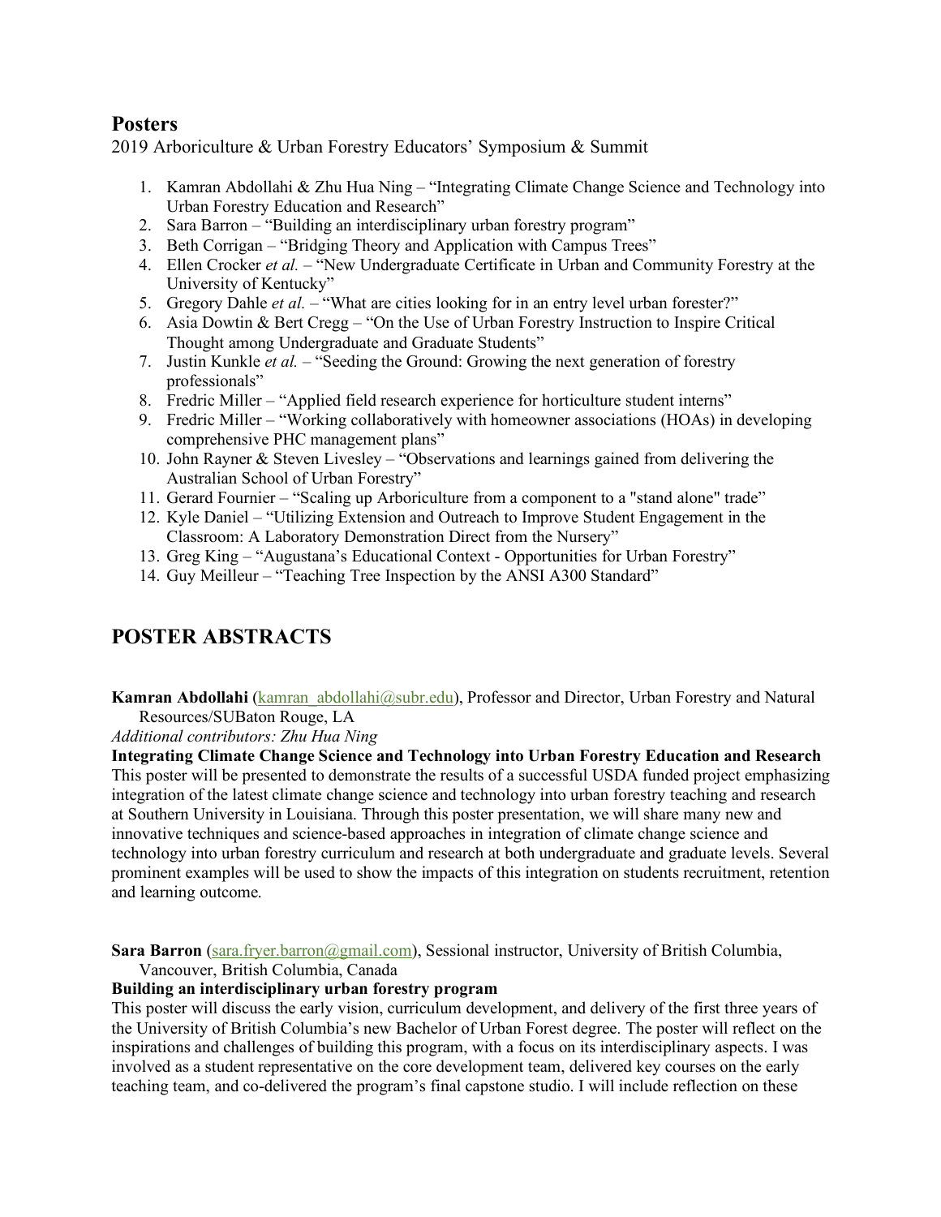## Posters

2019 Arboriculture & Urban Forestry Educators' Symposium & Summit

1. Kamran Abdollahi & Zhu Hua Ning – "Integrating Climate Change Science and Technology into Urban Forestry Education and Research"
2. Sara Barron – "Building an interdisciplinary urban forestry program"
3. Beth Corrigan – "Bridging Theory and Application with Campus Trees"
4. Ellen Crocker *et al.* – "New Undergraduate Certificate in Urban and Community Forestry at the University of Kentucky"
5. Gregory Dahle *et al.* – "What are cities looking for in an entry level urban forester?"
6. Asia Dowtin & Bert Cregg – "On the Use of Urban Forestry Instruction to Inspire Critical Thought among Undergraduate and Graduate Students"
7. Justin Kunkle *et al.* – "Seeding the Ground: Growing the next generation of forestry professionals"
8. Fredric Miller – "Applied field research experience for horticulture student interns"
9. Fredric Miller – "Working collaboratively with homeowner associations (HOAs) in developing comprehensive PHC management plans"
10. John Rayner & Steven Livesley – "Observations and learnings gained from delivering the Australian School of Urban Forestry"
11. Gerard Fournier – "Scaling up Arboriculture from a component to a "stand alone" trade"
12. Kyle Daniel – "Utilizing Extension and Outreach to Improve Student Engagement in the Classroom: A Laboratory Demonstration Direct from the Nursery"
13. Greg King – "Augustana's Educational Context - Opportunities for Urban Forestry"
14. Guy Meilleur – "Teaching Tree Inspection by the ANSI A300 Standard"

## POSTER ABSTRACTS

**Kamran Abdollahi** (kamran_abdollahi@subr.edu), Professor and Director, Urban Forestry and Natural Resources/SUBaton Rouge, LA

*Additional contributors: Zhu Hua Ning*

**Integrating Climate Change Science and Technology into Urban Forestry Education and Research**

This poster will be presented to demonstrate the results of a successful USDA funded project emphasizing integration of the latest climate change science and technology into urban forestry teaching and research at Southern University in Louisiana. Through this poster presentation, we will share many new and innovative techniques and science-based approaches in integration of climate change science and technology into urban forestry curriculum and research at both undergraduate and graduate levels. Several prominent examples will be used to show the impacts of this integration on students recruitment, retention and learning outcome.

**Sara Barron** (sara.fryer.barron@gmail.com), Sessional instructor, University of British Columbia, Vancouver, British Columbia, Canada

**Building an interdisciplinary urban forestry program**

This poster will discuss the early vision, curriculum development, and delivery of the first three years of the University of British Columbia's new Bachelor of Urban Forest degree. The poster will reflect on the inspirations and challenges of building this program, with a focus on its interdisciplinary aspects. I was involved as a student representative on the core development team, delivered key courses on the early teaching team, and co-delivered the program's final capstone studio. I will include reflection on these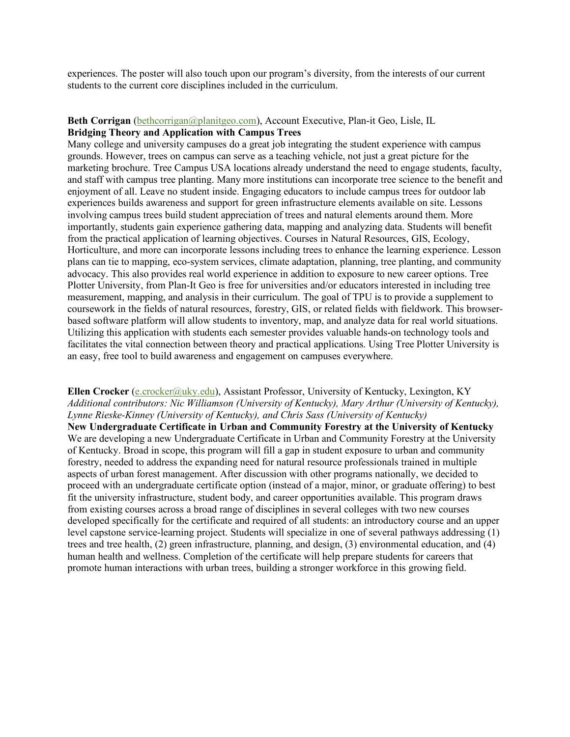experiences. The poster will also touch upon our program's diversity, from the interests of our current students to the current core disciplines included in the curriculum.

**Beth Corrigan** (bethcorrigan@planitgeo.com), Account Executive, Plan-it Geo, Lisle, IL
**Bridging Theory and Application with Campus Trees**
Many college and university campuses do a great job integrating the student experience with campus grounds. However, trees on campus can serve as a teaching vehicle, not just a great picture for the marketing brochure. Tree Campus USA locations already understand the need to engage students, faculty, and staff with campus tree planting. Many more institutions can incorporate tree science to the benefit and enjoyment of all. Leave no student inside. Engaging educators to include campus trees for outdoor lab experiences builds awareness and support for green infrastructure elements available on site. Lessons involving campus trees build student appreciation of trees and natural elements around them. More importantly, students gain experience gathering data, mapping and analyzing data. Students will benefit from the practical application of learning objectives. Courses in Natural Resources, GIS, Ecology, Horticulture, and more can incorporate lessons including trees to enhance the learning experience. Lesson plans can tie to mapping, eco-system services, climate adaptation, planning, tree planting, and community advocacy. This also provides real world experience in addition to exposure to new career options. Tree Plotter University, from Plan-It Geo is free for universities and/or educators interested in including tree measurement, mapping, and analysis in their curriculum. The goal of TPU is to provide a supplement to coursework in the fields of natural resources, forestry, GIS, or related fields with fieldwork. This browser-based software platform will allow students to inventory, map, and analyze data for real world situations. Utilizing this application with students each semester provides valuable hands-on technology tools and facilitates the vital connection between theory and practical applications. Using Tree Plotter University is an easy, free tool to build awareness and engagement on campuses everywhere.

**Ellen Crocker** (e.crocker@uky.edu), Assistant Professor, University of Kentucky, Lexington, KY
*Additional contributors: Nic Williamson (University of Kentucky), Mary Arthur (University of Kentucky), Lynne Rieske-Kinney (University of Kentucky), and Chris Sass (University of Kentucky)*
**New Undergraduate Certificate in Urban and Community Forestry at the University of Kentucky**
We are developing a new Undergraduate Certificate in Urban and Community Forestry at the University of Kentucky. Broad in scope, this program will fill a gap in student exposure to urban and community forestry, needed to address the expanding need for natural resource professionals trained in multiple aspects of urban forest management. After discussion with other programs nationally, we decided to proceed with an undergraduate certificate option (instead of a major, minor, or graduate offering) to best fit the university infrastructure, student body, and career opportunities available. This program draws from existing courses across a broad range of disciplines in several colleges with two new courses developed specifically for the certificate and required of all students: an introductory course and an upper level capstone service-learning project. Students will specialize in one of several pathways addressing (1) trees and tree health, (2) green infrastructure, planning, and design, (3) environmental education, and (4) human health and wellness. Completion of the certificate will help prepare students for careers that promote human interactions with urban trees, building a stronger workforce in this growing field.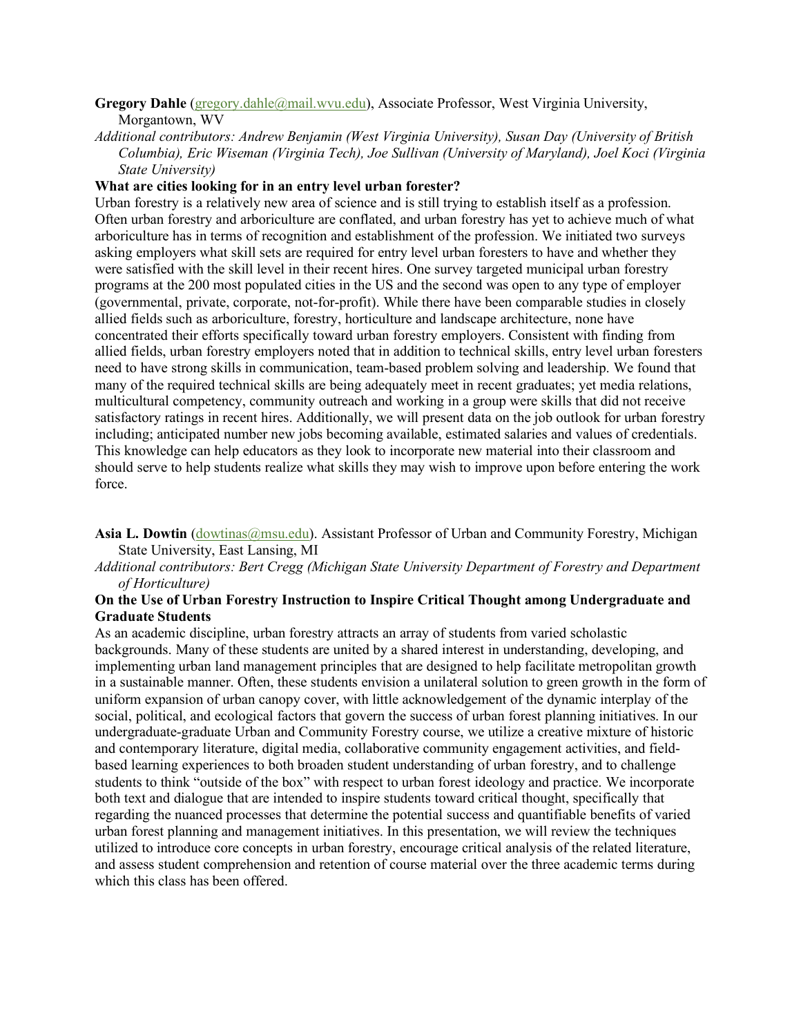**Gregory Dahle** (gregory.dahle@mail.wvu.edu), Associate Professor, West Virginia University, Morgantown, WV

*Additional contributors: Andrew Benjamin (West Virginia University), Susan Day (University of British Columbia), Eric Wiseman (Virginia Tech), Joe Sullivan (University of Maryland), Joel Koci (Virginia State University)*

**What are cities looking for in an entry level urban forester?**

Urban forestry is a relatively new area of science and is still trying to establish itself as a profession. Often urban forestry and arboriculture are conflated, and urban forestry has yet to achieve much of what arboriculture has in terms of recognition and establishment of the profession. We initiated two surveys asking employers what skill sets are required for entry level urban foresters to have and whether they were satisfied with the skill level in their recent hires. One survey targeted municipal urban forestry programs at the 200 most populated cities in the US and the second was open to any type of employer (governmental, private, corporate, not-for-profit). While there have been comparable studies in closely allied fields such as arboriculture, forestry, horticulture and landscape architecture, none have concentrated their efforts specifically toward urban forestry employers. Consistent with finding from allied fields, urban forestry employers noted that in addition to technical skills, entry level urban foresters need to have strong skills in communication, team-based problem solving and leadership. We found that many of the required technical skills are being adequately meet in recent graduates; yet media relations, multicultural competency, community outreach and working in a group were skills that did not receive satisfactory ratings in recent hires. Additionally, we will present data on the job outlook for urban forestry including; anticipated number new jobs becoming available, estimated salaries and values of credentials. This knowledge can help educators as they look to incorporate new material into their classroom and should serve to help students realize what skills they may wish to improve upon before entering the work force.

**Asia L. Dowtin** (dowtinas@msu.edu). Assistant Professor of Urban and Community Forestry, Michigan State University, East Lansing, MI

*Additional contributors: Bert Cregg (Michigan State University Department of Forestry and Department of Horticulture)*

**On the Use of Urban Forestry Instruction to Inspire Critical Thought among Undergraduate and Graduate Students**

As an academic discipline, urban forestry attracts an array of students from varied scholastic backgrounds. Many of these students are united by a shared interest in understanding, developing, and implementing urban land management principles that are designed to help facilitate metropolitan growth in a sustainable manner. Often, these students envision a unilateral solution to green growth in the form of uniform expansion of urban canopy cover, with little acknowledgement of the dynamic interplay of the social, political, and ecological factors that govern the success of urban forest planning initiatives. In our undergraduate-graduate Urban and Community Forestry course, we utilize a creative mixture of historic and contemporary literature, digital media, collaborative community engagement activities, and field-based learning experiences to both broaden student understanding of urban forestry, and to challenge students to think "outside of the box" with respect to urban forest ideology and practice. We incorporate both text and dialogue that are intended to inspire students toward critical thought, specifically that regarding the nuanced processes that determine the potential success and quantifiable benefits of varied urban forest planning and management initiatives. In this presentation, we will review the techniques utilized to introduce core concepts in urban forestry, encourage critical analysis of the related literature, and assess student comprehension and retention of course material over the three academic terms during which this class has been offered.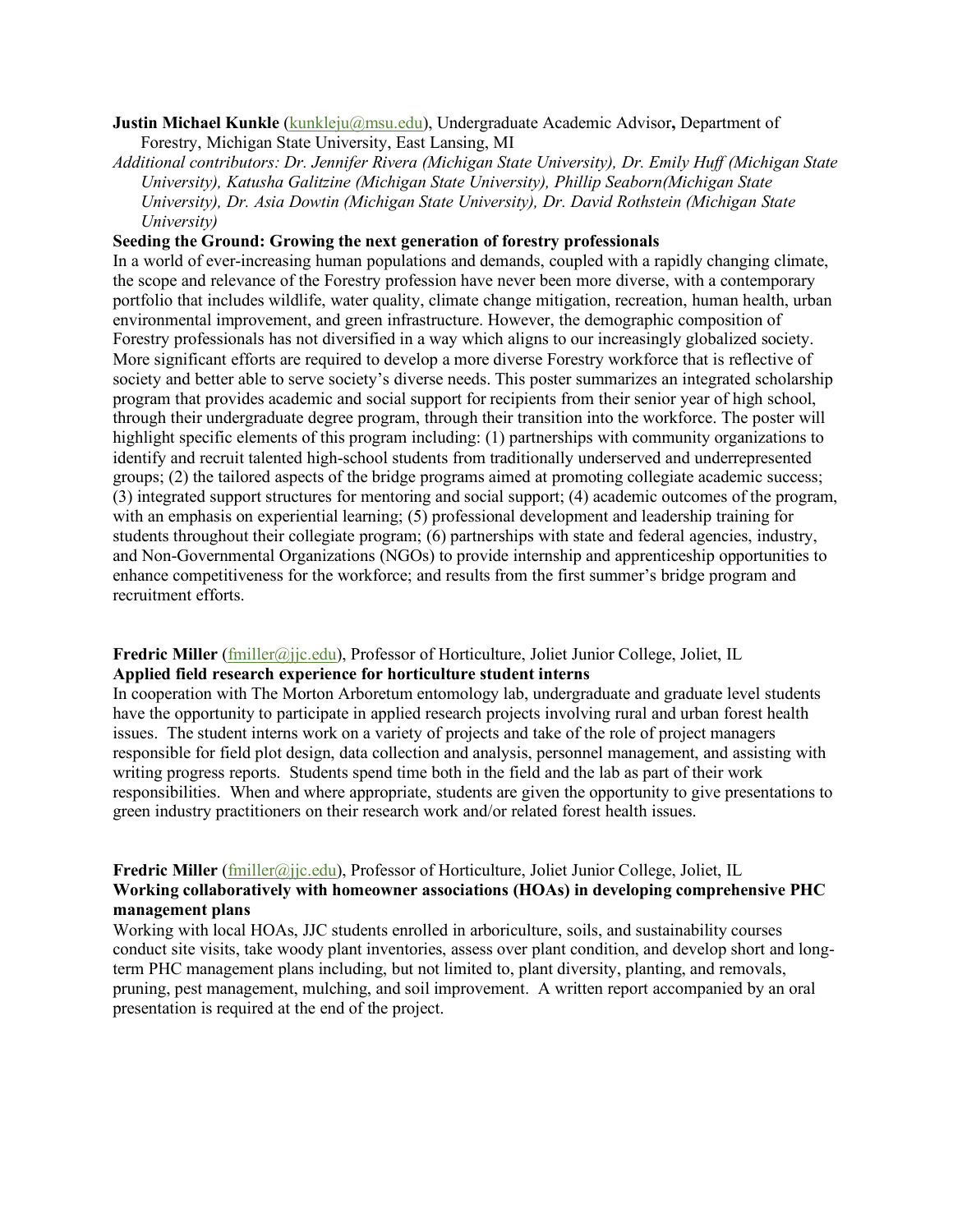**Justin Michael Kunkle** (kunkleju@msu.edu), Undergraduate Academic Advisor**,** Department of Forestry, Michigan State University, East Lansing, MI

*Additional contributors: Dr. Jennifer Rivera (Michigan State University), Dr. Emily Huff (Michigan State University), Katusha Galitzine (Michigan State University), Phillip Seaborn(Michigan State University), Dr. Asia Dowtin (Michigan State University), Dr. David Rothstein (Michigan State University)*

**Seeding the Ground: Growing the next generation of forestry professionals**

In a world of ever-increasing human populations and demands, coupled with a rapidly changing climate, the scope and relevance of the Forestry profession have never been more diverse, with a contemporary portfolio that includes wildlife, water quality, climate change mitigation, recreation, human health, urban environmental improvement, and green infrastructure. However, the demographic composition of Forestry professionals has not diversified in a way which aligns to our increasingly globalized society. More significant efforts are required to develop a more diverse Forestry workforce that is reflective of society and better able to serve society's diverse needs. This poster summarizes an integrated scholarship program that provides academic and social support for recipients from their senior year of high school, through their undergraduate degree program, through their transition into the workforce. The poster will highlight specific elements of this program including: (1) partnerships with community organizations to identify and recruit talented high-school students from traditionally underserved and underrepresented groups; (2) the tailored aspects of the bridge programs aimed at promoting collegiate academic success; (3) integrated support structures for mentoring and social support; (4) academic outcomes of the program, with an emphasis on experiential learning; (5) professional development and leadership training for students throughout their collegiate program; (6) partnerships with state and federal agencies, industry, and Non-Governmental Organizations (NGOs) to provide internship and apprenticeship opportunities to enhance competitiveness for the workforce; and results from the first summer's bridge program and recruitment efforts.

**Fredric Miller** (fmiller@jjc.edu), Professor of Horticulture, Joliet Junior College, Joliet, IL

**Applied field research experience for horticulture student interns**

In cooperation with The Morton Arboretum entomology lab, undergraduate and graduate level students have the opportunity to participate in applied research projects involving rural and urban forest health issues. The student interns work on a variety of projects and take of the role of project managers responsible for field plot design, data collection and analysis, personnel management, and assisting with writing progress reports. Students spend time both in the field and the lab as part of their work responsibilities. When and where appropriate, students are given the opportunity to give presentations to green industry practitioners on their research work and/or related forest health issues.

**Fredric Miller** (fmiller@jjc.edu), Professor of Horticulture, Joliet Junior College, Joliet, IL

**Working collaboratively with homeowner associations (HOAs) in developing comprehensive PHC management plans**

Working with local HOAs, JJC students enrolled in arboriculture, soils, and sustainability courses conduct site visits, take woody plant inventories, assess over plant condition, and develop short and long-term PHC management plans including, but not limited to, plant diversity, planting, and removals, pruning, pest management, mulching, and soil improvement. A written report accompanied by an oral presentation is required at the end of the project.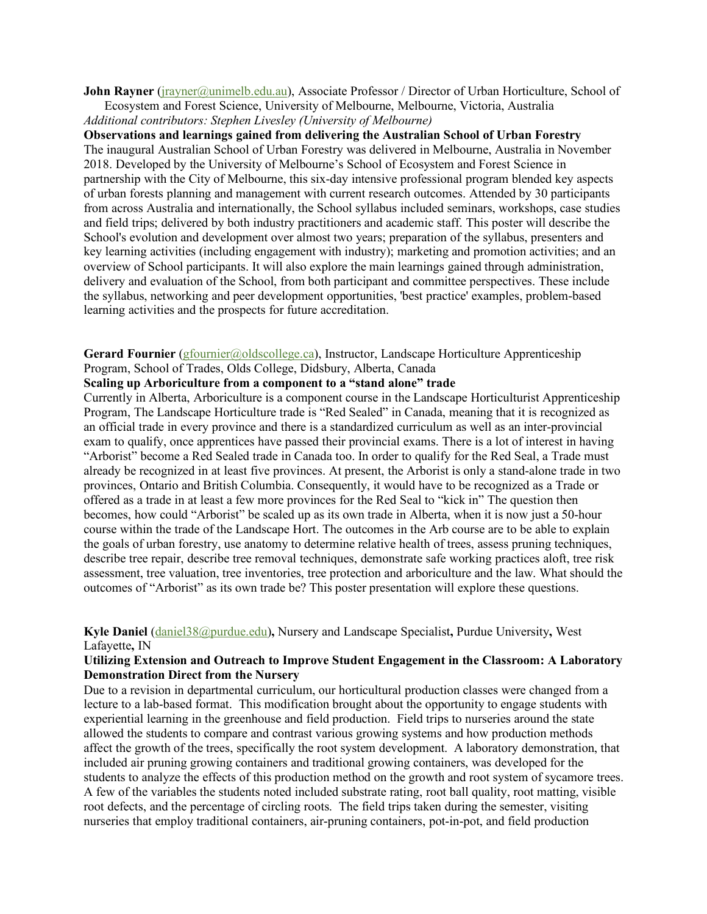**John Rayner** (jrayner@unimelb.edu.au), Associate Professor / Director of Urban Horticulture, School of Ecosystem and Forest Science, University of Melbourne, Melbourne, Victoria, Australia
*Additional contributors: Stephen Livesley (University of Melbourne)*

**Observations and learnings gained from delivering the Australian School of Urban Forestry**

The inaugural Australian School of Urban Forestry was delivered in Melbourne, Australia in November 2018. Developed by the University of Melbourne's School of Ecosystem and Forest Science in partnership with the City of Melbourne, this six-day intensive professional program blended key aspects of urban forests planning and management with current research outcomes. Attended by 30 participants from across Australia and internationally, the School syllabus included seminars, workshops, case studies and field trips; delivered by both industry practitioners and academic staff. This poster will describe the School's evolution and development over almost two years; preparation of the syllabus, presenters and key learning activities (including engagement with industry); marketing and promotion activities; and an overview of School participants. It will also explore the main learnings gained through administration, delivery and evaluation of the School, from both participant and committee perspectives. These include the syllabus, networking and peer development opportunities, 'best practice' examples, problem-based learning activities and the prospects for future accreditation.

**Gerard Fournier** (gfournier@oldscollege.ca), Instructor, Landscape Horticulture Apprenticeship Program, School of Trades, Olds College, Didsbury, Alberta, Canada

**Scaling up Arboriculture from a component to a "stand alone" trade**

Currently in Alberta, Arboriculture is a component course in the Landscape Horticulturist Apprenticeship Program, The Landscape Horticulture trade is "Red Sealed" in Canada, meaning that it is recognized as an official trade in every province and there is a standardized curriculum as well as an inter-provincial exam to qualify, once apprentices have passed their provincial exams. There is a lot of interest in having "Arborist" become a Red Sealed trade in Canada too. In order to qualify for the Red Seal, a Trade must already be recognized in at least five provinces. At present, the Arborist is only a stand-alone trade in two provinces, Ontario and British Columbia. Consequently, it would have to be recognized as a Trade or offered as a trade in at least a few more provinces for the Red Seal to "kick in" The question then becomes, how could "Arborist" be scaled up as its own trade in Alberta, when it is now just a 50-hour course within the trade of the Landscape Hort. The outcomes in the Arb course are to be able to explain the goals of urban forestry, use anatomy to determine relative health of trees, assess pruning techniques, describe tree repair, describe tree removal techniques, demonstrate safe working practices aloft, tree risk assessment, tree valuation, tree inventories, tree protection and arboriculture and the law. What should the outcomes of "Arborist" as its own trade be? This poster presentation will explore these questions.

**Kyle Daniel** (daniel38@purdue.edu)**,** Nursery and Landscape Specialist**,** Purdue University**,** West Lafayette**,** IN

**Utilizing Extension and Outreach to Improve Student Engagement in the Classroom: A Laboratory Demonstration Direct from the Nursery**

Due to a revision in departmental curriculum, our horticultural production classes were changed from a lecture to a lab-based format. This modification brought about the opportunity to engage students with experiential learning in the greenhouse and field production. Field trips to nurseries around the state allowed the students to compare and contrast various growing systems and how production methods affect the growth of the trees, specifically the root system development. A laboratory demonstration, that included air pruning growing containers and traditional growing containers, was developed for the students to analyze the effects of this production method on the growth and root system of sycamore trees. A few of the variables the students noted included substrate rating, root ball quality, root matting, visible root defects, and the percentage of circling roots. The field trips taken during the semester, visiting nurseries that employ traditional containers, air-pruning containers, pot-in-pot, and field production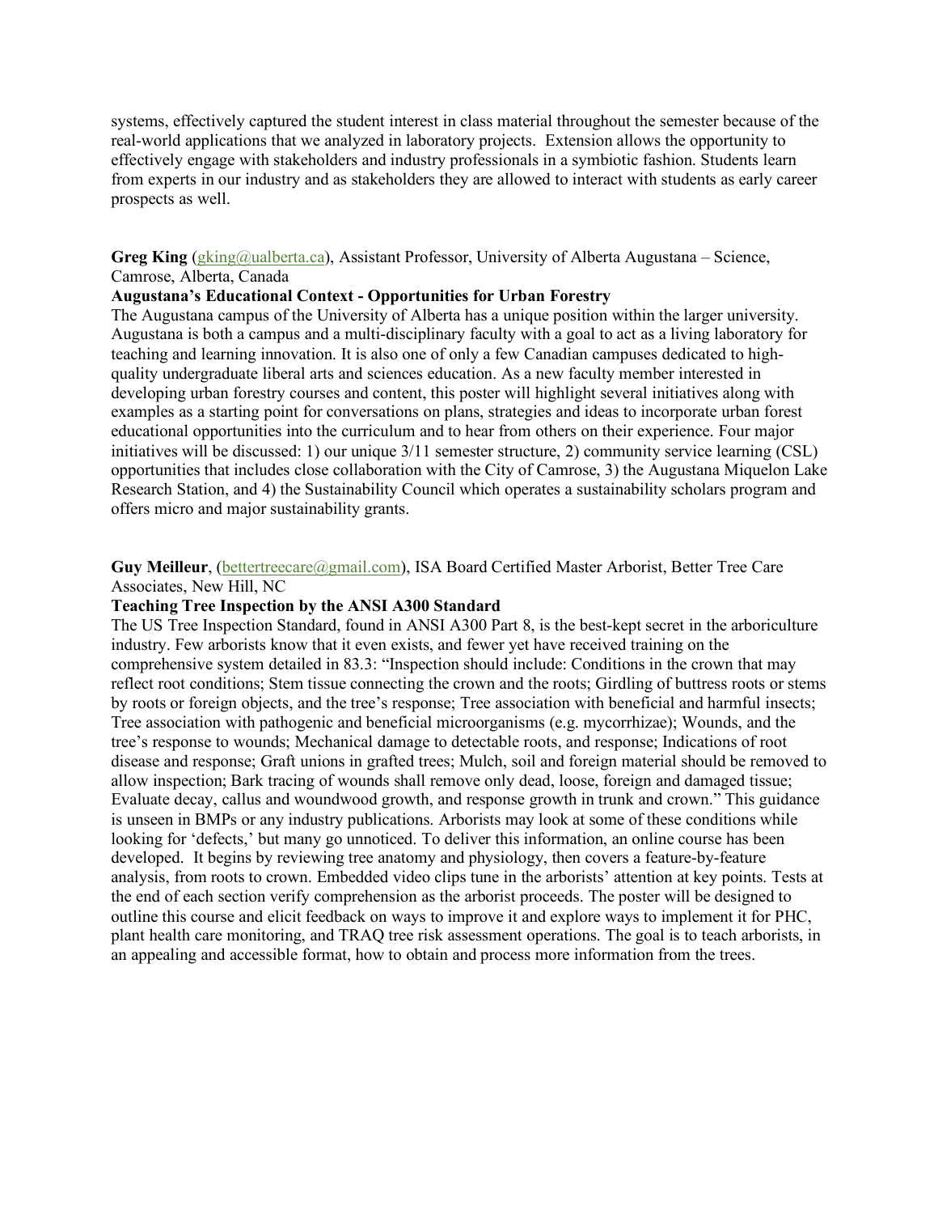systems, effectively captured the student interest in class material throughout the semester because of the real-world applications that we analyzed in laboratory projects. Extension allows the opportunity to effectively engage with stakeholders and industry professionals in a symbiotic fashion. Students learn from experts in our industry and as stakeholders they are allowed to interact with students as early career prospects as well.

**Greg King** (gking@ualberta.ca), Assistant Professor, University of Alberta Augustana – Science, Camrose, Alberta, Canada

**Augustana's Educational Context - Opportunities for Urban Forestry**

The Augustana campus of the University of Alberta has a unique position within the larger university. Augustana is both a campus and a multi-disciplinary faculty with a goal to act as a living laboratory for teaching and learning innovation. It is also one of only a few Canadian campuses dedicated to high-quality undergraduate liberal arts and sciences education. As a new faculty member interested in developing urban forestry courses and content, this poster will highlight several initiatives along with examples as a starting point for conversations on plans, strategies and ideas to incorporate urban forest educational opportunities into the curriculum and to hear from others on their experience. Four major initiatives will be discussed: 1) our unique 3/11 semester structure, 2) community service learning (CSL) opportunities that includes close collaboration with the City of Camrose, 3) the Augustana Miquelon Lake Research Station, and 4) the Sustainability Council which operates a sustainability scholars program and offers micro and major sustainability grants.

**Guy Meilleur**, (bettertreecare@gmail.com), ISA Board Certified Master Arborist, Better Tree Care Associates, New Hill, NC

**Teaching Tree Inspection by the ANSI A300 Standard**

The US Tree Inspection Standard, found in ANSI A300 Part 8, is the best-kept secret in the arboriculture industry. Few arborists know that it even exists, and fewer yet have received training on the comprehensive system detailed in 83.3: "Inspection should include: Conditions in the crown that may reflect root conditions; Stem tissue connecting the crown and the roots; Girdling of buttress roots or stems by roots or foreign objects, and the tree's response; Tree association with beneficial and harmful insects; Tree association with pathogenic and beneficial microorganisms (e.g. mycorrhizae); Wounds, and the tree's response to wounds; Mechanical damage to detectable roots, and response; Indications of root disease and response; Graft unions in grafted trees; Mulch, soil and foreign material should be removed to allow inspection; Bark tracing of wounds shall remove only dead, loose, foreign and damaged tissue; Evaluate decay, callus and woundwood growth, and response growth in trunk and crown." This guidance is unseen in BMPs or any industry publications. Arborists may look at some of these conditions while looking for 'defects,' but many go unnoticed. To deliver this information, an online course has been developed. It begins by reviewing tree anatomy and physiology, then covers a feature-by-feature analysis, from roots to crown. Embedded video clips tune in the arborists' attention at key points. Tests at the end of each section verify comprehension as the arborist proceeds. The poster will be designed to outline this course and elicit feedback on ways to improve it and explore ways to implement it for PHC, plant health care monitoring, and TRAQ tree risk assessment operations. The goal is to teach arborists, in an appealing and accessible format, how to obtain and process more information from the trees.